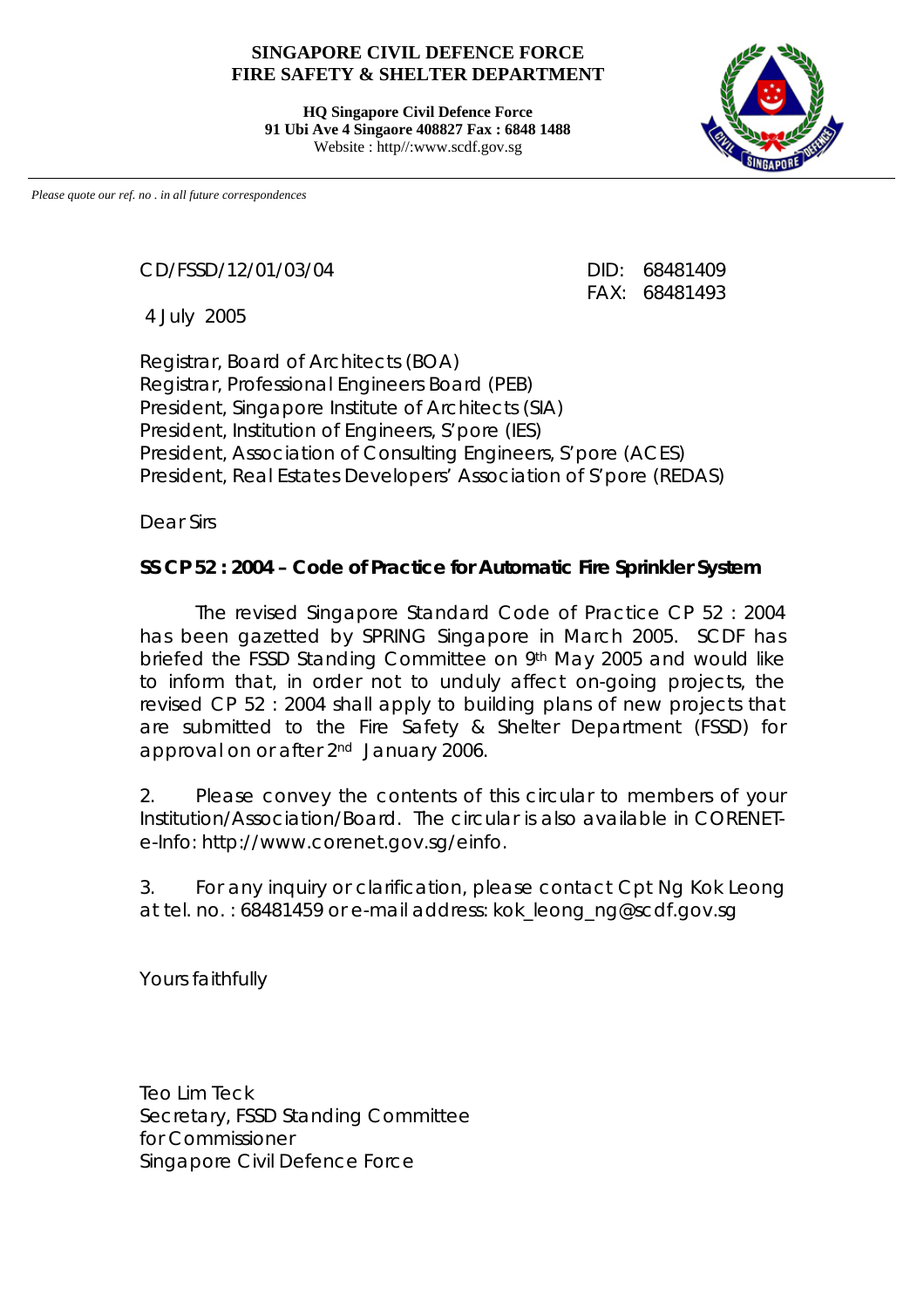**SINGAPORE CIVIL DEFENCE FORCE**
**FIRE SAFETY & SHELTER DEPARTMENT**

**HQ Singapore Civil Defence Force**
**91 Ubi Ave 4 Singaore 408827 Fax : 6848 1488**
Website : http//:www.scdf.gov.sg

*Please quote our ref. no . in all future correspondences*

CD/FSSD/12/01/03/04

DID: 68481409
FAX: 68481493

4 July 2005

Registrar, Board of Architects (BOA)
Registrar, Professional Engineers Board (PEB)
President, Singapore Institute of Architects (SIA)
President, Institution of Engineers, S'pore (IES)
President, Association of Consulting Engineers, S'pore (ACES)
President, Real Estates Developers' Association of S'pore (REDAS)

Dear Sirs

**SS CP 52 : 2004 – Code of Practice for Automatic Fire Sprinkler System**

The revised Singapore Standard Code of Practice CP 52 : 2004 has been gazetted by SPRING Singapore in March 2005. SCDF has briefed the FSSD Standing Committee on 9th May 2005 and would like to inform that, in order not to unduly affect on-going projects, the revised CP 52 : 2004 shall apply to building plans of new projects that are submitted to the Fire Safety & Shelter Department (FSSD) for approval on or after 2nd January 2006.

2. Please convey the contents of this circular to members of your Institution/Association/Board. The circular is also available in CORENET-e-Info: http://www.corenet.gov.sg/einfo.

3. For any inquiry or clarification, please contact Cpt Ng Kok Leong at tel. no. : 68481459 or e-mail address: kok_leong_ng@scdf.gov.sg

Yours faithfully

Teo Lim Teck
Secretary, FSSD Standing Committee
for Commissioner
Singapore Civil Defence Force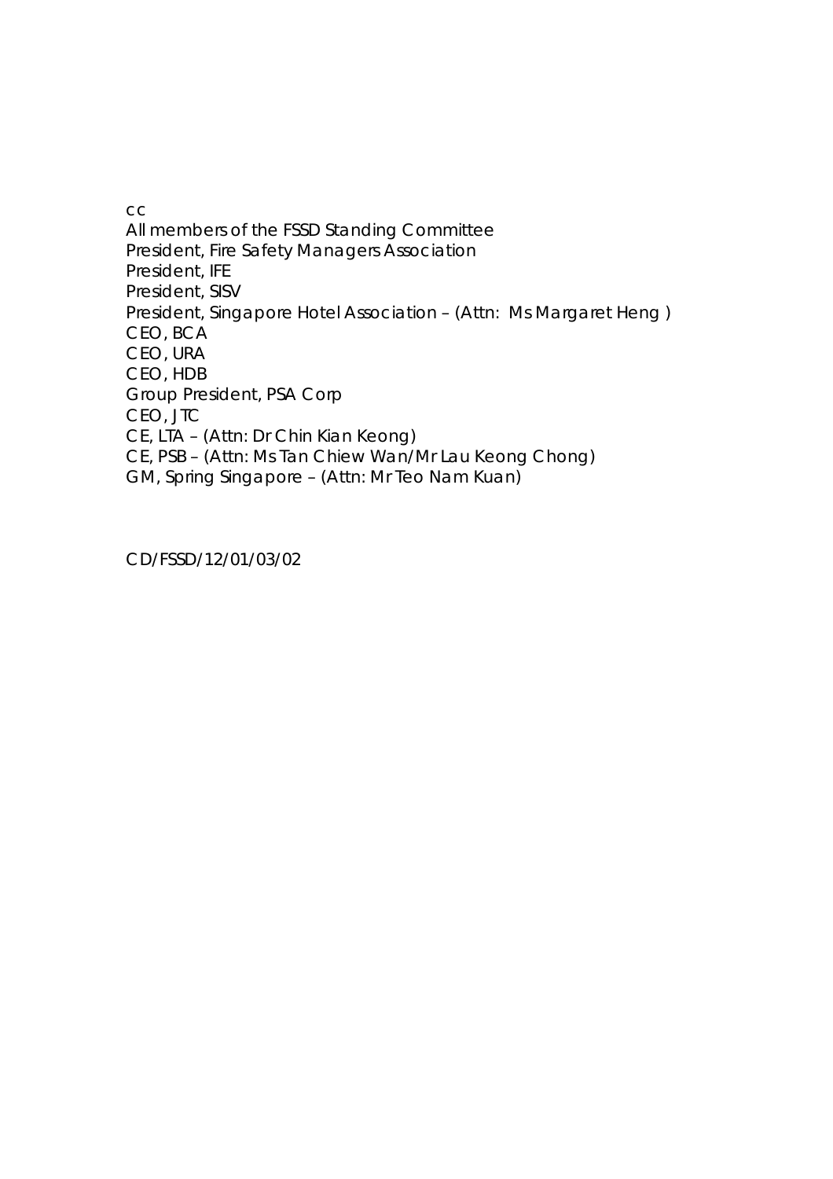cc

All members of the FSSD Standing Committee
President, Fire Safety Managers Association
President, IFE
President, SISV
President, Singapore Hotel Association – (Attn: Ms Margaret Heng )
CEO, BCA
CEO, URA
CEO, HDB
Group President, PSA Corp
CEO, JTC
CE, LTA – (Attn: Dr Chin Kian Keong)
CE, PSB – (Attn: Ms Tan Chiew Wan/Mr Lau Keong Chong)
GM, Spring Singapore – (Attn: Mr Teo Nam Kuan)

CD/FSSD/12/01/03/02